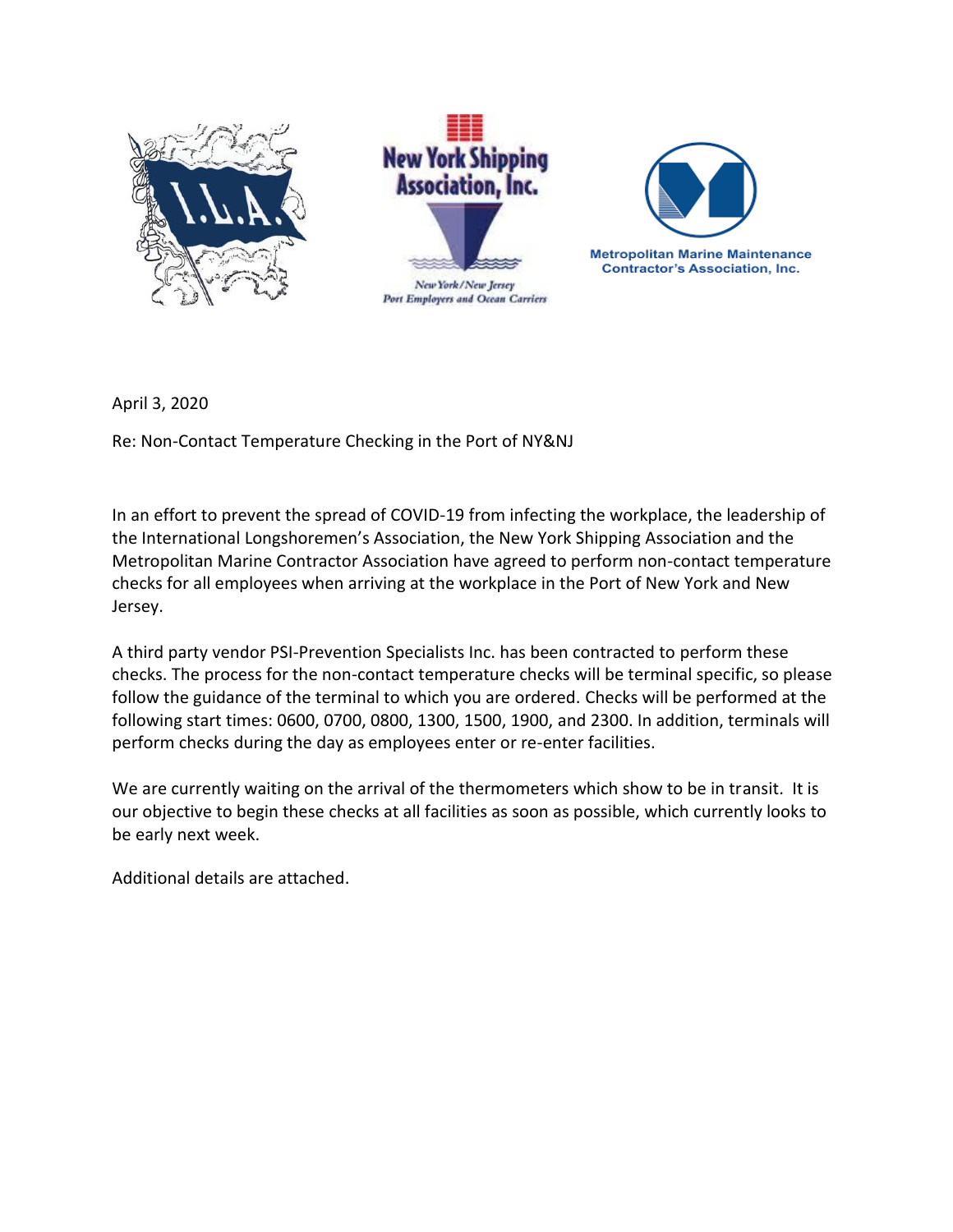I.L.A.

New York Shipping Association, Inc.

New York/New Jersey Port Employers and Ocean Carriers

Metropolitan Marine Maintenance Contractor's Association, Inc.

April 3, 2020

Re: Non-Contact Temperature Checking in the Port of NY&NJ

In an effort to prevent the spread of COVID-19 from infecting the workplace, the leadership of the International Longshoremen's Association, the New York Shipping Association and the Metropolitan Marine Contractor Association have agreed to perform non-contact temperature checks for all employees when arriving at the workplace in the Port of New York and New Jersey.

A third party vendor PSI-Prevention Specialists Inc. has been contracted to perform these checks. The process for the non-contact temperature checks will be terminal specific, so please follow the guidance of the terminal to which you are ordered. Checks will be performed at the following start times: 0600, 0700, 0800, 1300, 1500, 1900, and 2300. In addition, terminals will perform checks during the day as employees enter or re-enter facilities.

We are currently waiting on the arrival of the thermometers which show to be in transit. It is our objective to begin these checks at all facilities as soon as possible, which currently looks to be early next week.

Additional details are attached.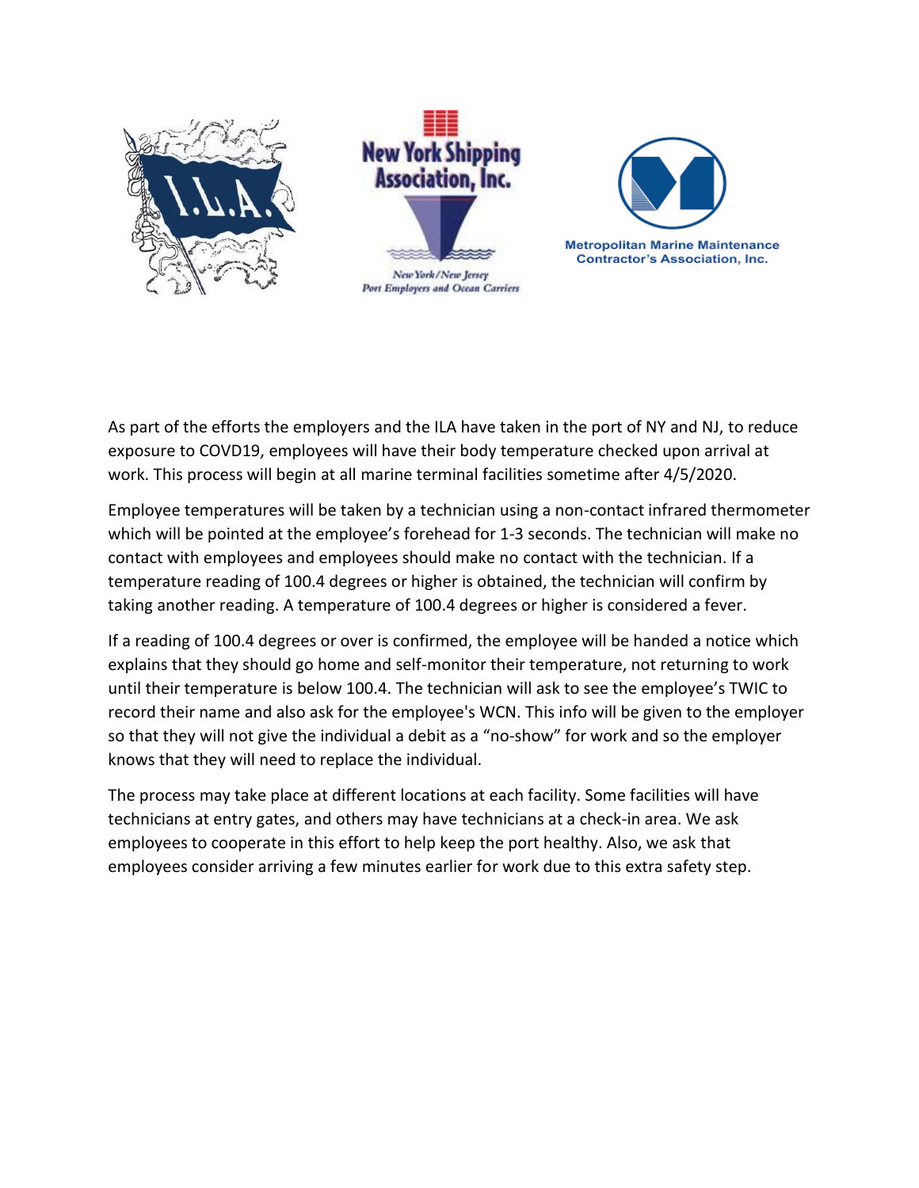I.L.A.

New York Shipping Association, Inc.

New York/New Jersey Port Employers and Ocean Carriers

Metropolitan Marine Maintenance Contractor's Association, Inc.

As part of the efforts the employers and the ILA have taken in the port of NY and NJ, to reduce exposure to COVD19, employees will have their body temperature checked upon arrival at work. This process will begin at all marine terminal facilities sometime after 4/5/2020.

Employee temperatures will be taken by a technician using a non-contact infrared thermometer which will be pointed at the employee's forehead for 1-3 seconds. The technician will make no contact with employees and employees should make no contact with the technician. If a temperature reading of 100.4 degrees or higher is obtained, the technician will confirm by taking another reading. A temperature of 100.4 degrees or higher is considered a fever.

If a reading of 100.4 degrees or over is confirmed, the employee will be handed a notice which explains that they should go home and self-monitor their temperature, not returning to work until their temperature is below 100.4. The technician will ask to see the employee's TWIC to record their name and also ask for the employee's WCN. This info will be given to the employer so that they will not give the individual a debit as a "no-show" for work and so the employer knows that they will need to replace the individual.

The process may take place at different locations at each facility. Some facilities will have technicians at entry gates, and others may have technicians at a check-in area. We ask employees to cooperate in this effort to help keep the port healthy. Also, we ask that employees consider arriving a few minutes earlier for work due to this extra safety step.